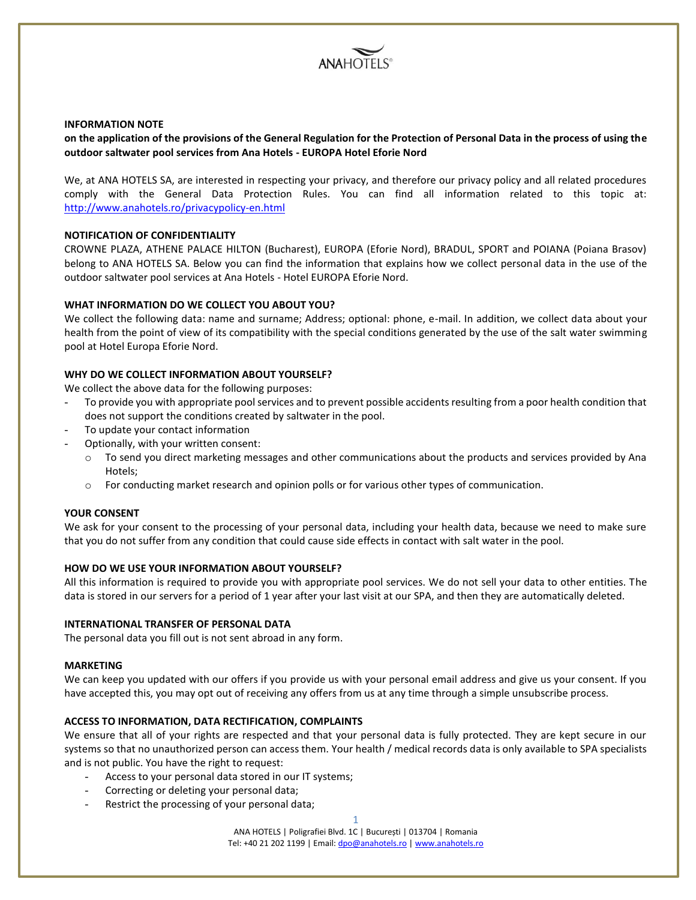ANAHOTELS®

**INFORMATION NOTE**

**on the application of the provisions of the General Regulation for the Protection of Personal Data in the process of using the outdoor saltwater pool services from Ana Hotels - EUROPA Hotel Eforie Nord**

We, at ANA HOTELS SA, are interested in respecting your privacy, and therefore our privacy policy and all related procedures comply with the General Data Protection Rules. You can find all information related to this topic at: http://www.anahotels.ro/privacypolicy-en.html

**NOTIFICATION OF CONFIDENTIALITY**

CROWNE PLAZA, ATHENE PALACE HILTON (Bucharest), EUROPA (Eforie Nord), BRADUL, SPORT and POIANA (Poiana Brasov) belong to ANA HOTELS SA. Below you can find the information that explains how we collect personal data in the use of the outdoor saltwater pool services at Ana Hotels - Hotel EUROPA Eforie Nord.

**WHAT INFORMATION DO WE COLLECT YOU ABOUT YOU?**

We collect the following data: name and surname; Address; optional: phone, e-mail. In addition, we collect data about your health from the point of view of its compatibility with the special conditions generated by the use of the salt water swimming pool at Hotel Europa Eforie Nord.

**WHY DO WE COLLECT INFORMATION ABOUT YOURSELF?**

We collect the above data for the following purposes:

- To provide you with appropriate pool services and to prevent possible accidents resulting from a poor health condition that does not support the conditions created by saltwater in the pool.
- To update your contact information
- Optionally, with your written consent:
  - To send you direct marketing messages and other communications about the products and services provided by Ana Hotels;
  - For conducting market research and opinion polls or for various other types of communication.

**YOUR CONSENT**

We ask for your consent to the processing of your personal data, including your health data, because we need to make sure that you do not suffer from any condition that could cause side effects in contact with salt water in the pool.

**HOW DO WE USE YOUR INFORMATION ABOUT YOURSELF?**

All this information is required to provide you with appropriate pool services. We do not sell your data to other entities. The data is stored in our servers for a period of 1 year after your last visit at our SPA, and then they are automatically deleted.

**INTERNATIONAL TRANSFER OF PERSONAL DATA**

The personal data you fill out is not sent abroad in any form.

**MARKETING**

We can keep you updated with our offers if you provide us with your personal email address and give us your consent. If you have accepted this, you may opt out of receiving any offers from us at any time through a simple unsubscribe process.

**ACCESS TO INFORMATION, DATA RECTIFICATION, COMPLAINTS**

We ensure that all of your rights are respected and that your personal data is fully protected. They are kept secure in our systems so that no unauthorized person can access them. Your health / medical records data is only available to SPA specialists and is not public. You have the right to request:

- Access to your personal data stored in our IT systems;
- Correcting or deleting your personal data;
- Restrict the processing of your personal data;

ANA HOTELS | Poligrafiei Blvd. 1C | București | 013704 | Romania
Tel: +40 21 202 1199 | Email: dpo@anahotels.ro | www.anahotels.ro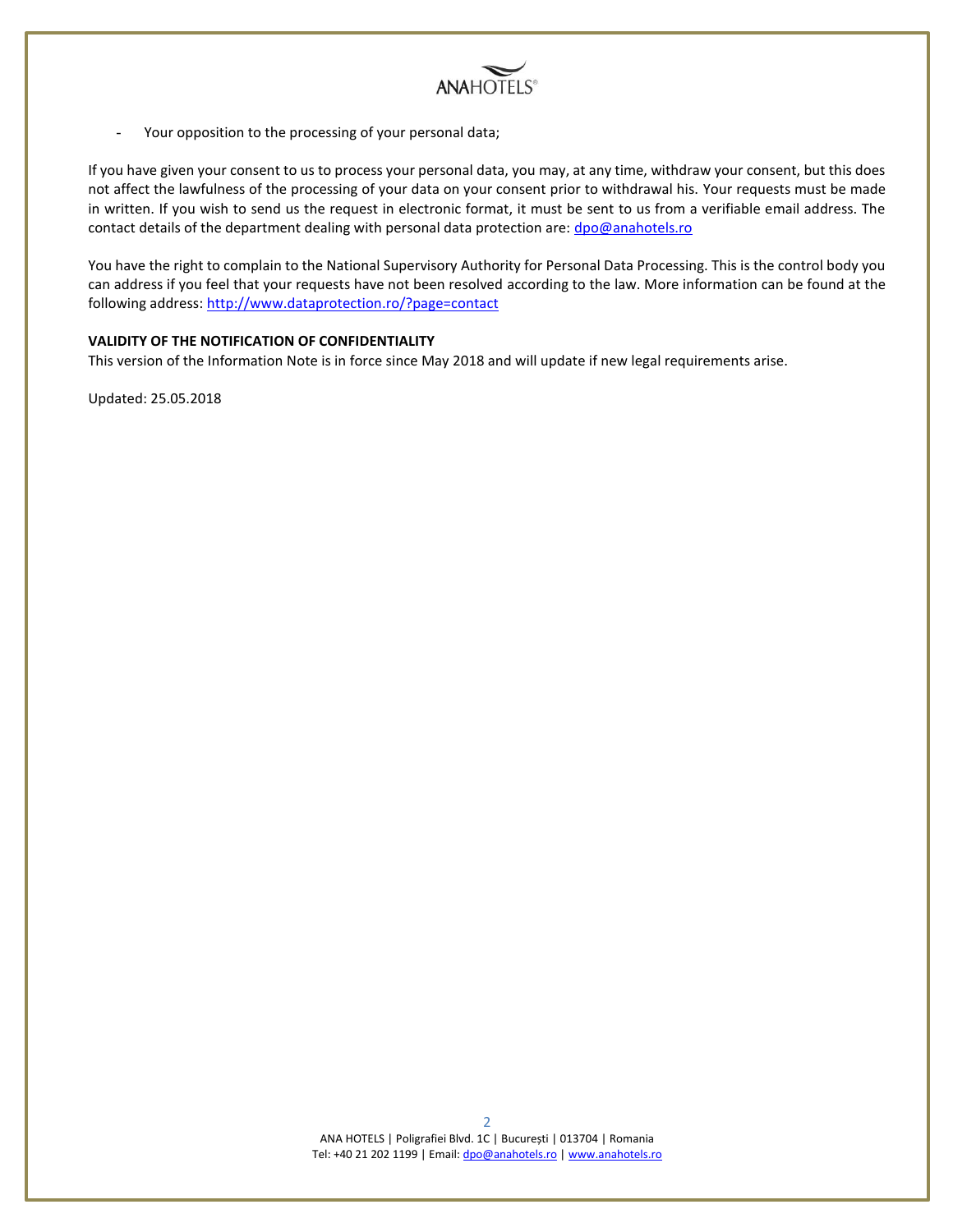- Your opposition to the processing of your personal data;

If you have given your consent to us to process your personal data, you may, at any time, withdraw your consent, but this does not affect the lawfulness of the processing of your data on your consent prior to withdrawal his. Your requests must be made in written. If you wish to send us the request in electronic format, it must be sent to us from a verifiable email address. The contact details of the department dealing with personal data protection are: dpo@anahotels.ro

You have the right to complain to the National Supervisory Authority for Personal Data Processing. This is the control body you can address if you feel that your requests have not been resolved according to the law. More information can be found at the following address: http://www.dataprotection.ro/?page=contact

**VALIDITY OF THE NOTIFICATION OF CONFIDENTIALITY**

This version of the Information Note is in force since May 2018 and will update if new legal requirements arise.

Updated: 25.05.2018